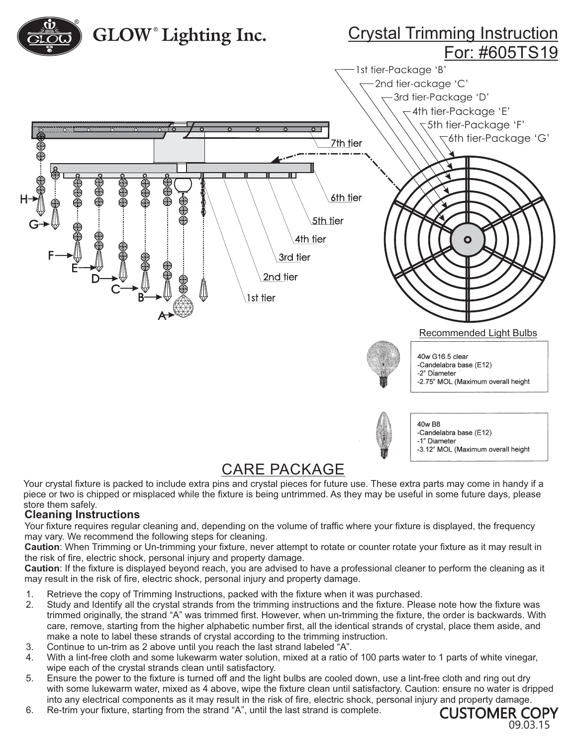# GLOW® Lighting Inc.

## Crystal Trimming Instruction For: #605TS19

1st tier-Package 'B'
2nd tier-ackage 'C'
3rd tier-Package 'D'
4th tier-Package 'E'
5th tier-Package 'F'
6th tier-Package 'G'

7th tier
6th tier
5th tier
4th tier
3rd tier
2nd tier
1st tier

H G F E D C B A

### Recommended Light Bulbs

40w G16.5 clear
-Candelabra base (E12)
-2" Diameter
-2.75" MOL (Maximum overall height

40w B8
-Candelabra base (E12)
-1" Diameter
-3.12" MOL (Maximum overall height

## CARE PACKAGE

Your crystal fixture is packed to include extra pins and crystal pieces for future use. These extra parts may come in handy if a piece or two is chipped or misplaced while the fixture is being untrimmed. As they may be useful in some future days, please store them safely.

### Cleaning Instructions

Your fixture requires regular cleaning and, depending on the volume of traffic where your fixture is displayed, the frequency may vary. We recommend the following steps for cleaning.

**Caution**: When Trimming or Un-trimming your fixture, never attempt to rotate or counter rotate your fixture as it may result in the risk of fire, electric shock, personal injury and property damage.

**Caution**: If the fixture is displayed beyond reach, you are advised to have a professional cleaner to perform the cleaning as it may result in the risk of fire, electric shock, personal injury and property damage.

1. Retrieve the copy of Trimming Instructions, packed with the fixture when it was purchased.
2. Study and Identify all the crystal strands from the trimming instructions and the fixture. Please note how the fixture was trimmed originally, the strand "A" was trimmed first. However, when un-trimming the fixture, the order is backwards. With care, remove, starting from the higher alphabetic number first, all the identical strands of crystal, place them aside, and make a note to label these strands of crystal according to the trimming instruction.
3. Continue to un-trim as 2 above until you reach the last strand labeled "A".
4. With a lint-free cloth and some lukewarm water solution, mixed at a ratio of 100 parts water to 1 parts of white vinegar, wipe each of the crystal strands clean until satisfactory.
5. Ensure the power to the fixture is turned off and the light bulbs are cooled down, use a lint-free cloth and ring out dry with some lukewarm water, mixed as 4 above, wipe the fixture clean until satisfactory. Caution: ensure no water is dripped into any electrical components as it may result in the risk of fire, electric shock, personal injury and property damage.
6. Re-trim your fixture, starting from the strand "A", until the last strand is complete.

CUSTOMER COPY
09.03.15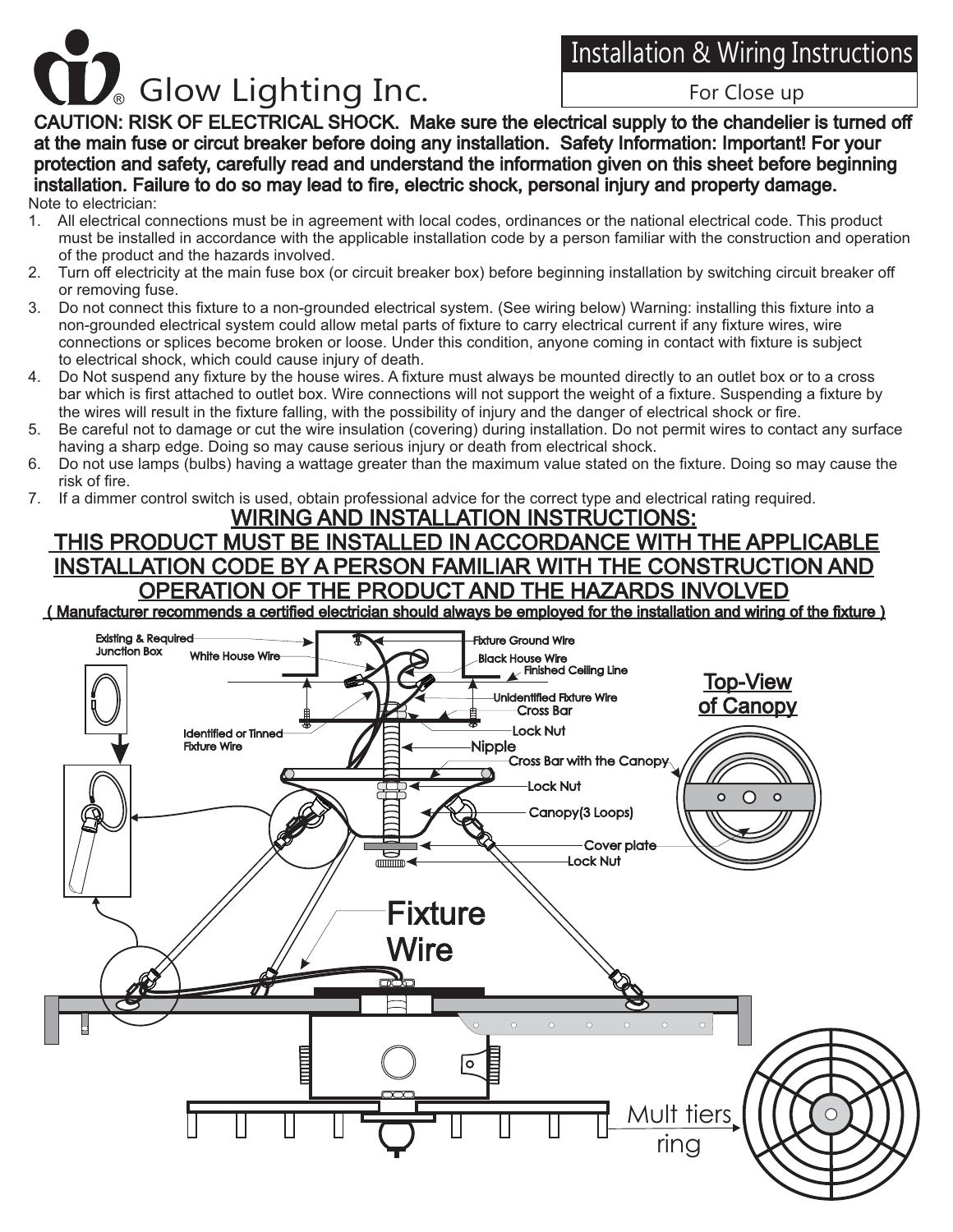# Glow Lighting Inc.

## Installation & Wiring Instructions

For Close up

**CAUTION: RISK OF ELECTRICAL SHOCK. Make sure the electrical supply to the chandelier is turned off at the main fuse or circuit breaker before doing any installation. Safety Information: Important! For your protection and safety, carefully read and understand the information given on this sheet before beginning installation. Failure to do so may lead to fire, electric shock, personal injury and property damage.**

Note to electrician:

1. All electrical connections must be in agreement with local codes, ordinances or the national electrical code. This product must be installed in accordance with the applicable installation code by a person familiar with the construction and operation of the product and the hazards involved.
2. Turn off electricity at the main fuse box (or circuit breaker box) before beginning installation by switching circuit breaker off or removing fuse.
3. Do not connect this fixture to a non-grounded electrical system. (See wiring below) Warning: installing this fixture into a non-grounded electrical system could allow metal parts of fixture to carry electrical current if any fixture wires, wire connections or splices become broken or loose. Under this condition, anyone coming in contact with fixture is subject to electrical shock, which could cause injury of death.
4. Do Not suspend any fixture by the house wires. A fixture must always be mounted directly to an outlet box or to a cross bar which is first attached to outlet box. Wire connections will not support the weight of a fixture. Suspending a fixture by the wires will result in the fixture falling, with the possibility of injury and the danger of electrical shock or fire.
5. Be careful not to damage or cut the wire insulation (covering) during installation. Do not permit wires to contact any surface having a sharp edge. Doing so may cause serious injury or death from electrical shock.
6. Do not use lamps (bulbs) having a wattage greater than the maximum value stated on the fixture. Doing so may cause the risk of fire.
7. If a dimmer control switch is used, obtain professional advice for the correct type and electrical rating required.

## WIRING AND INSTALLATION INSTRUCTIONS:

**THIS PRODUCT MUST BE INSTALLED IN ACCORDANCE WITH THE APPLICABLE INSTALLATION CODE BY A PERSON FAMILIAR WITH THE CONSTRUCTION AND OPERATION OF THE PRODUCT AND THE HAZARDS INVOLVED**

**( Manufacturer recommends a certified electrician should always be employed for the installation and wiring of the fixture )**

Existing & Required Junction Box
White House Wire
Fixture Ground Wire
Black House Wire
Finished Ceiling Line
Unidentified Fixture Wire
Cross Bar
Identified or Tinned Fixture Wire
Lock Nut
Nipple
Cross Bar with the Canopy
Lock Nut
Canopy(3 Loops)
Cover plate
Lock Nut
Top-View of Canopy
Fixture Wire
Mult tiers ring